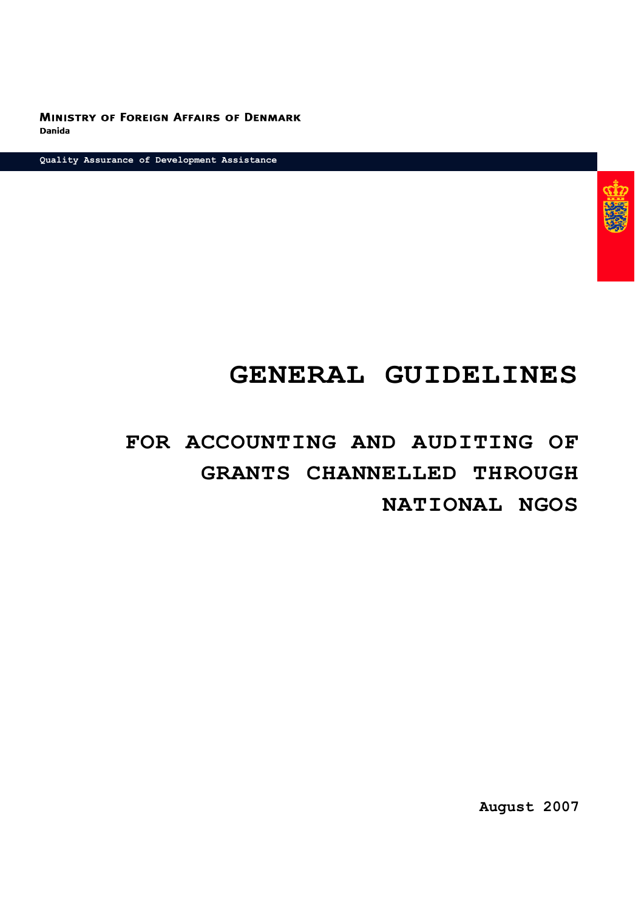**Ministry of Foreign Affairs of Denmark**
**Danida**

Quality Assurance of Development Assistance

# GENERAL GUIDELINES

## FOR ACCOUNTING AND AUDITING OF GRANTS CHANNELLED THROUGH NATIONAL NGOS

**August 2007**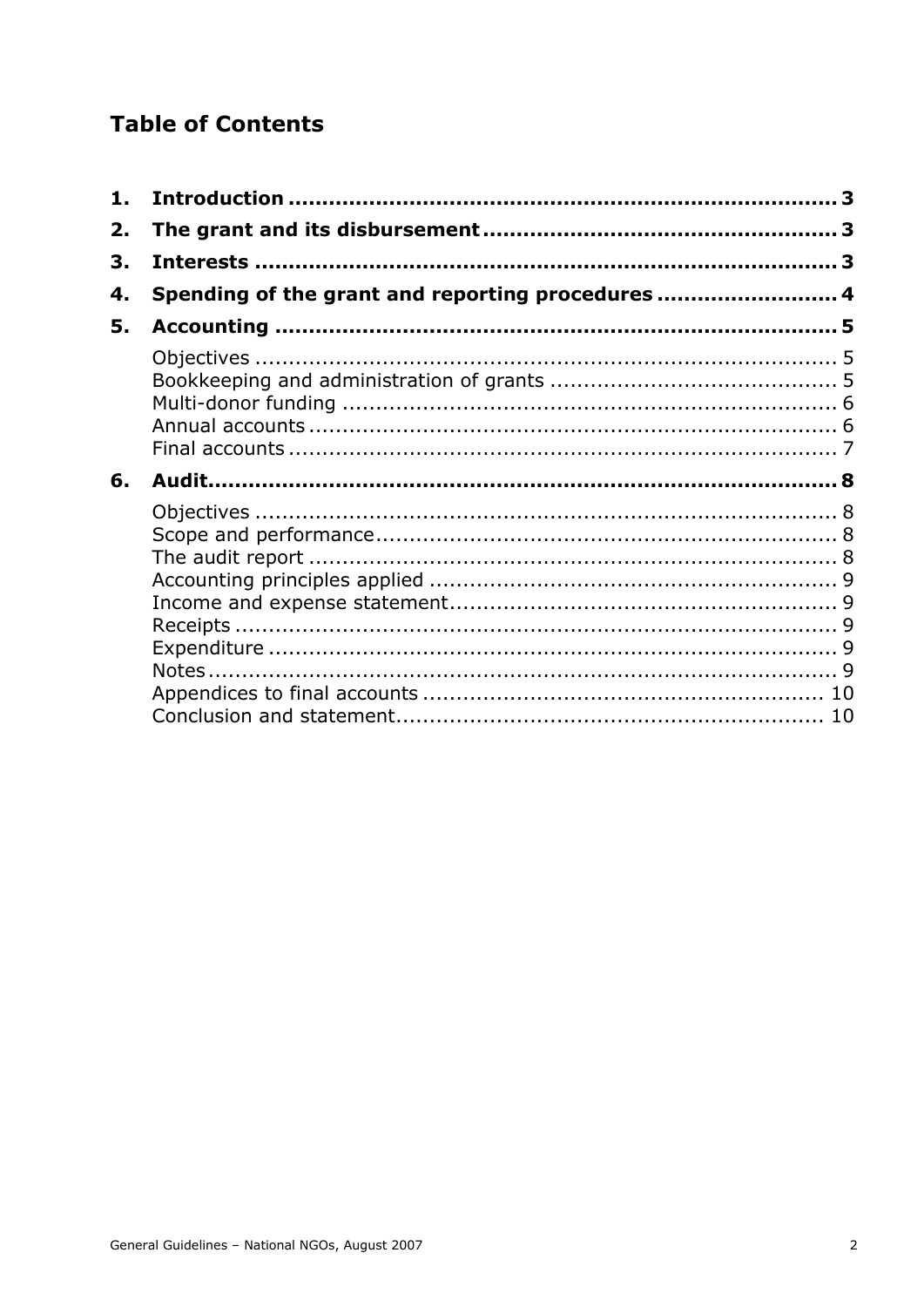# Table of Contents

**1. Introduction ....................................................................... 3**

**2. The grant and its disbursement ........................................... 3**

**3. Interests ............................................................................ 3**

**4. Spending of the grant and reporting procedures .................. 4**

**5. Accounting ......................................................................... 5**

- Objectives ........................................................................... 5
- Bookkeeping and administration of grants ........................... 5
- Multi-donor funding .............................................................. 6
- Annual accounts ................................................................... 6
- Final accounts ...................................................................... 7

**6. Audit.................................................................................... 8**

- Objectives ........................................................................... 8
- Scope and performance ........................................................ 8
- The audit report ................................................................... 8
- Accounting principles applied ............................................... 9
- Income and expense statement ............................................ 9
- Receipts ............................................................................... 9
- Expenditure .......................................................................... 9
- Notes .................................................................................... 9
- Appendices to final accounts ............................................... 10
- Conclusion and statement ................................................... 10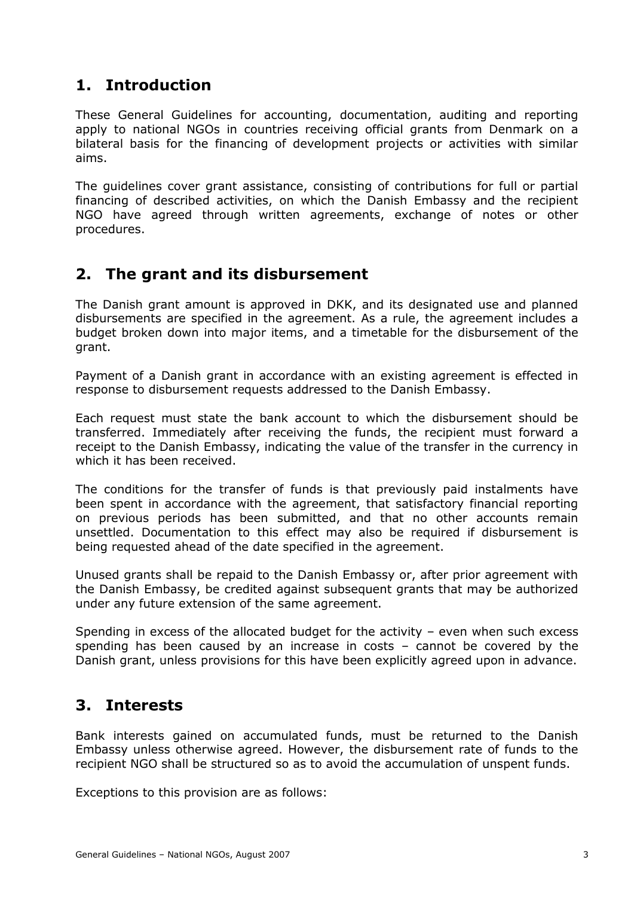## 1. Introduction

These General Guidelines for accounting, documentation, auditing and reporting apply to national NGOs in countries receiving official grants from Denmark on a bilateral basis for the financing of development projects or activities with similar aims.

The guidelines cover grant assistance, consisting of contributions for full or partial financing of described activities, on which the Danish Embassy and the recipient NGO have agreed through written agreements, exchange of notes or other procedures.

## 2. The grant and its disbursement

The Danish grant amount is approved in DKK, and its designated use and planned disbursements are specified in the agreement. As a rule, the agreement includes a budget broken down into major items, and a timetable for the disbursement of the grant.

Payment of a Danish grant in accordance with an existing agreement is effected in response to disbursement requests addressed to the Danish Embassy.

Each request must state the bank account to which the disbursement should be transferred. Immediately after receiving the funds, the recipient must forward a receipt to the Danish Embassy, indicating the value of the transfer in the currency in which it has been received.

The conditions for the transfer of funds is that previously paid instalments have been spent in accordance with the agreement, that satisfactory financial reporting on previous periods has been submitted, and that no other accounts remain unsettled. Documentation to this effect may also be required if disbursement is being requested ahead of the date specified in the agreement.

Unused grants shall be repaid to the Danish Embassy or, after prior agreement with the Danish Embassy, be credited against subsequent grants that may be authorized under any future extension of the same agreement.

Spending in excess of the allocated budget for the activity – even when such excess spending has been caused by an increase in costs – cannot be covered by the Danish grant, unless provisions for this have been explicitly agreed upon in advance.

## 3. Interests

Bank interests gained on accumulated funds, must be returned to the Danish Embassy unless otherwise agreed. However, the disbursement rate of funds to the recipient NGO shall be structured so as to avoid the accumulation of unspent funds.

Exceptions to this provision are as follows: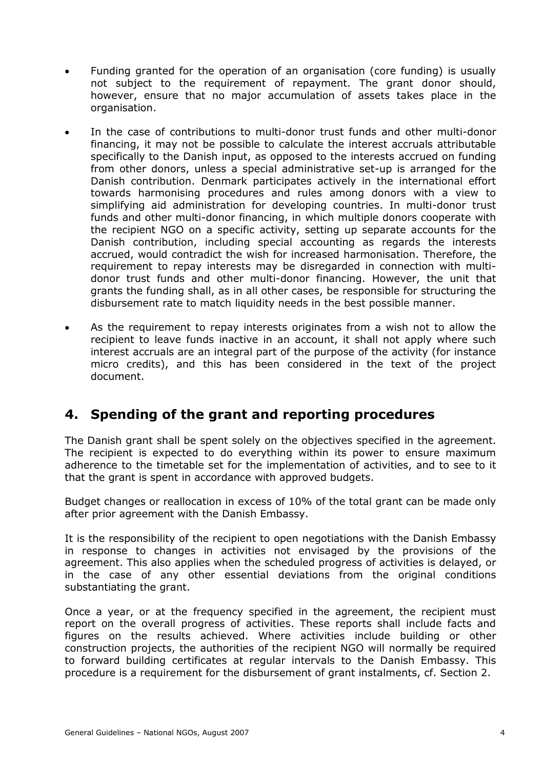- Funding granted for the operation of an organisation (core funding) is usually not subject to the requirement of repayment. The grant donor should, however, ensure that no major accumulation of assets takes place in the organisation.

- In the case of contributions to multi-donor trust funds and other multi-donor financing, it may not be possible to calculate the interest accruals attributable specifically to the Danish input, as opposed to the interests accrued on funding from other donors, unless a special administrative set-up is arranged for the Danish contribution. Denmark participates actively in the international effort towards harmonising procedures and rules among donors with a view to simplifying aid administration for developing countries. In multi-donor trust funds and other multi-donor financing, in which multiple donors cooperate with the recipient NGO on a specific activity, setting up separate accounts for the Danish contribution, including special accounting as regards the interests accrued, would contradict the wish for increased harmonisation. Therefore, the requirement to repay interests may be disregarded in connection with multi-donor trust funds and other multi-donor financing. However, the unit that grants the funding shall, as in all other cases, be responsible for structuring the disbursement rate to match liquidity needs in the best possible manner.

- As the requirement to repay interests originates from a wish not to allow the recipient to leave funds inactive in an account, it shall not apply where such interest accruals are an integral part of the purpose of the activity (for instance micro credits), and this has been considered in the text of the project document.

## 4. Spending of the grant and reporting procedures

The Danish grant shall be spent solely on the objectives specified in the agreement. The recipient is expected to do everything within its power to ensure maximum adherence to the timetable set for the implementation of activities, and to see to it that the grant is spent in accordance with approved budgets.

Budget changes or reallocation in excess of 10% of the total grant can be made only after prior agreement with the Danish Embassy.

It is the responsibility of the recipient to open negotiations with the Danish Embassy in response to changes in activities not envisaged by the provisions of the agreement. This also applies when the scheduled progress of activities is delayed, or in the case of any other essential deviations from the original conditions substantiating the grant.

Once a year, or at the frequency specified in the agreement, the recipient must report on the overall progress of activities. These reports shall include facts and figures on the results achieved. Where activities include building or other construction projects, the authorities of the recipient NGO will normally be required to forward building certificates at regular intervals to the Danish Embassy. This procedure is a requirement for the disbursement of grant instalments, cf. Section 2.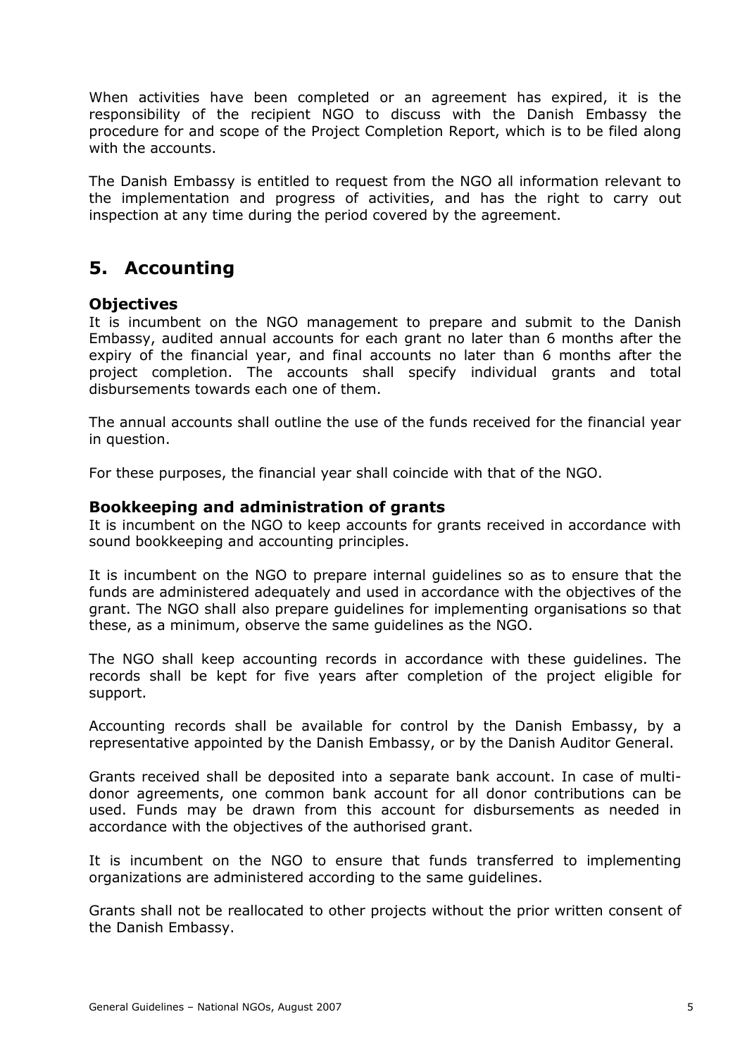When activities have been completed or an agreement has expired, it is the responsibility of the recipient NGO to discuss with the Danish Embassy the procedure for and scope of the Project Completion Report, which is to be filed along with the accounts.

The Danish Embassy is entitled to request from the NGO all information relevant to the implementation and progress of activities, and has the right to carry out inspection at any time during the period covered by the agreement.

## 5. Accounting

### Objectives

It is incumbent on the NGO management to prepare and submit to the Danish Embassy, audited annual accounts for each grant no later than 6 months after the expiry of the financial year, and final accounts no later than 6 months after the project completion. The accounts shall specify individual grants and total disbursements towards each one of them.

The annual accounts shall outline the use of the funds received for the financial year in question.

For these purposes, the financial year shall coincide with that of the NGO.

### Bookkeeping and administration of grants

It is incumbent on the NGO to keep accounts for grants received in accordance with sound bookkeeping and accounting principles.

It is incumbent on the NGO to prepare internal guidelines so as to ensure that the funds are administered adequately and used in accordance with the objectives of the grant. The NGO shall also prepare guidelines for implementing organisations so that these, as a minimum, observe the same guidelines as the NGO.

The NGO shall keep accounting records in accordance with these guidelines. The records shall be kept for five years after completion of the project eligible for support.

Accounting records shall be available for control by the Danish Embassy, by a representative appointed by the Danish Embassy, or by the Danish Auditor General.

Grants received shall be deposited into a separate bank account. In case of multi-donor agreements, one common bank account for all donor contributions can be used. Funds may be drawn from this account for disbursements as needed in accordance with the objectives of the authorised grant.

It is incumbent on the NGO to ensure that funds transferred to implementing organizations are administered according to the same guidelines.

Grants shall not be reallocated to other projects without the prior written consent of the Danish Embassy.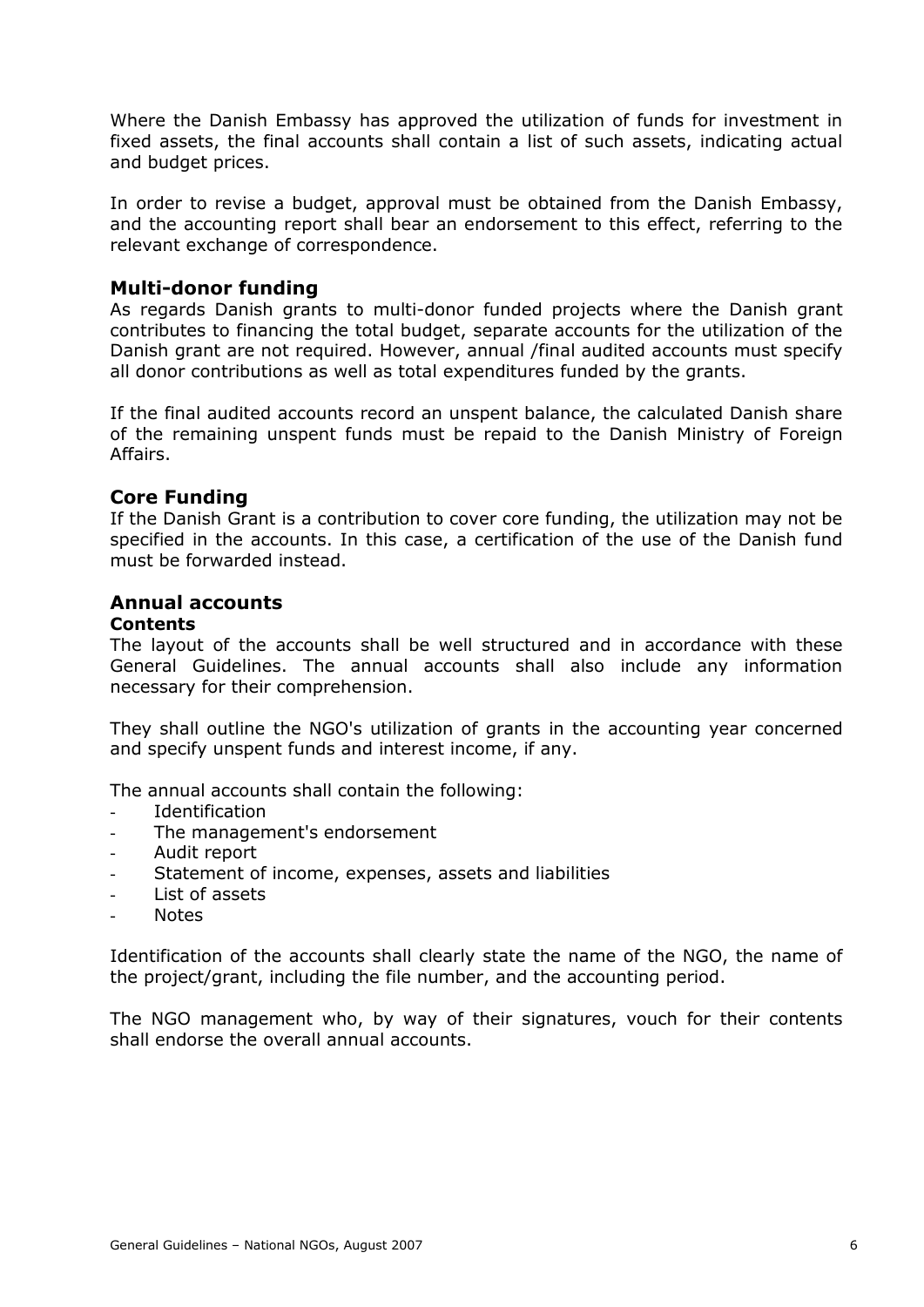Where the Danish Embassy has approved the utilization of funds for investment in fixed assets, the final accounts shall contain a list of such assets, indicating actual and budget prices.

In order to revise a budget, approval must be obtained from the Danish Embassy, and the accounting report shall bear an endorsement to this effect, referring to the relevant exchange of correspondence.

## Multi-donor funding

As regards Danish grants to multi-donor funded projects where the Danish grant contributes to financing the total budget, separate accounts for the utilization of the Danish grant are not required. However, annual /final audited accounts must specify all donor contributions as well as total expenditures funded by the grants.

If the final audited accounts record an unspent balance, the calculated Danish share of the remaining unspent funds must be repaid to the Danish Ministry of Foreign Affairs.

## Core Funding

If the Danish Grant is a contribution to cover core funding, the utilization may not be specified in the accounts. In this case, a certification of the use of the Danish fund must be forwarded instead.

## Annual accounts

### Contents

The layout of the accounts shall be well structured and in accordance with these General Guidelines. The annual accounts shall also include any information necessary for their comprehension.

They shall outline the NGO's utilization of grants in the accounting year concerned and specify unspent funds and interest income, if any.

The annual accounts shall contain the following:

- Identification
- The management's endorsement
- Audit report
- Statement of income, expenses, assets and liabilities
- List of assets
- Notes

Identification of the accounts shall clearly state the name of the NGO, the name of the project/grant, including the file number, and the accounting period.

The NGO management who, by way of their signatures, vouch for their contents shall endorse the overall annual accounts.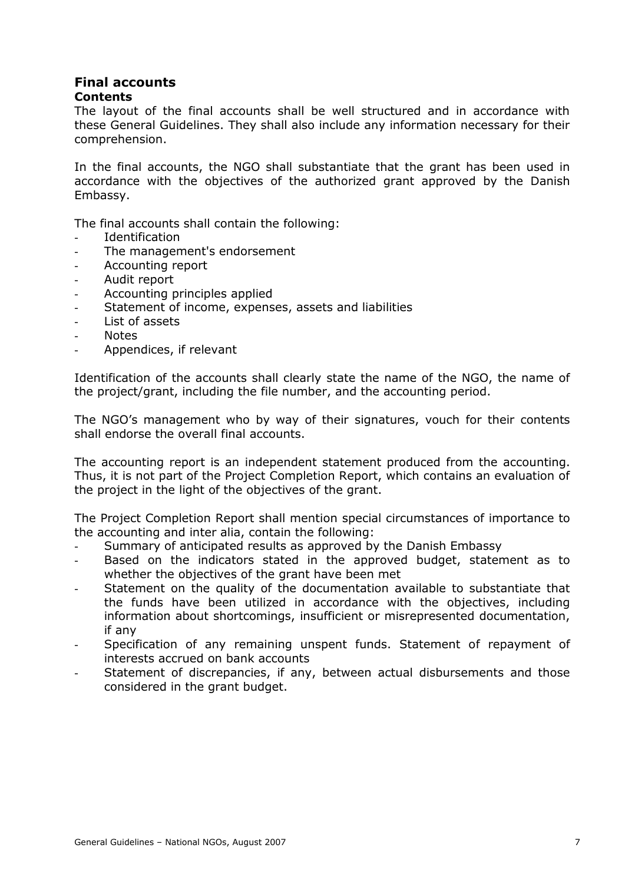## Final accounts

### Contents

The layout of the final accounts shall be well structured and in accordance with these General Guidelines. They shall also include any information necessary for their comprehension.

In the final accounts, the NGO shall substantiate that the grant has been used in accordance with the objectives of the authorized grant approved by the Danish Embassy.

The final accounts shall contain the following:

- Identification
- The management's endorsement
- Accounting report
- Audit report
- Accounting principles applied
- Statement of income, expenses, assets and liabilities
- List of assets
- Notes
- Appendices, if relevant

Identification of the accounts shall clearly state the name of the NGO, the name of the project/grant, including the file number, and the accounting period.

The NGO's management who by way of their signatures, vouch for their contents shall endorse the overall final accounts.

The accounting report is an independent statement produced from the accounting. Thus, it is not part of the Project Completion Report, which contains an evaluation of the project in the light of the objectives of the grant.

The Project Completion Report shall mention special circumstances of importance to the accounting and inter alia, contain the following:

- Summary of anticipated results as approved by the Danish Embassy
- Based on the indicators stated in the approved budget, statement as to whether the objectives of the grant have been met
- Statement on the quality of the documentation available to substantiate that the funds have been utilized in accordance with the objectives, including information about shortcomings, insufficient or misrepresented documentation, if any
- Specification of any remaining unspent funds. Statement of repayment of interests accrued on bank accounts
- Statement of discrepancies, if any, between actual disbursements and those considered in the grant budget.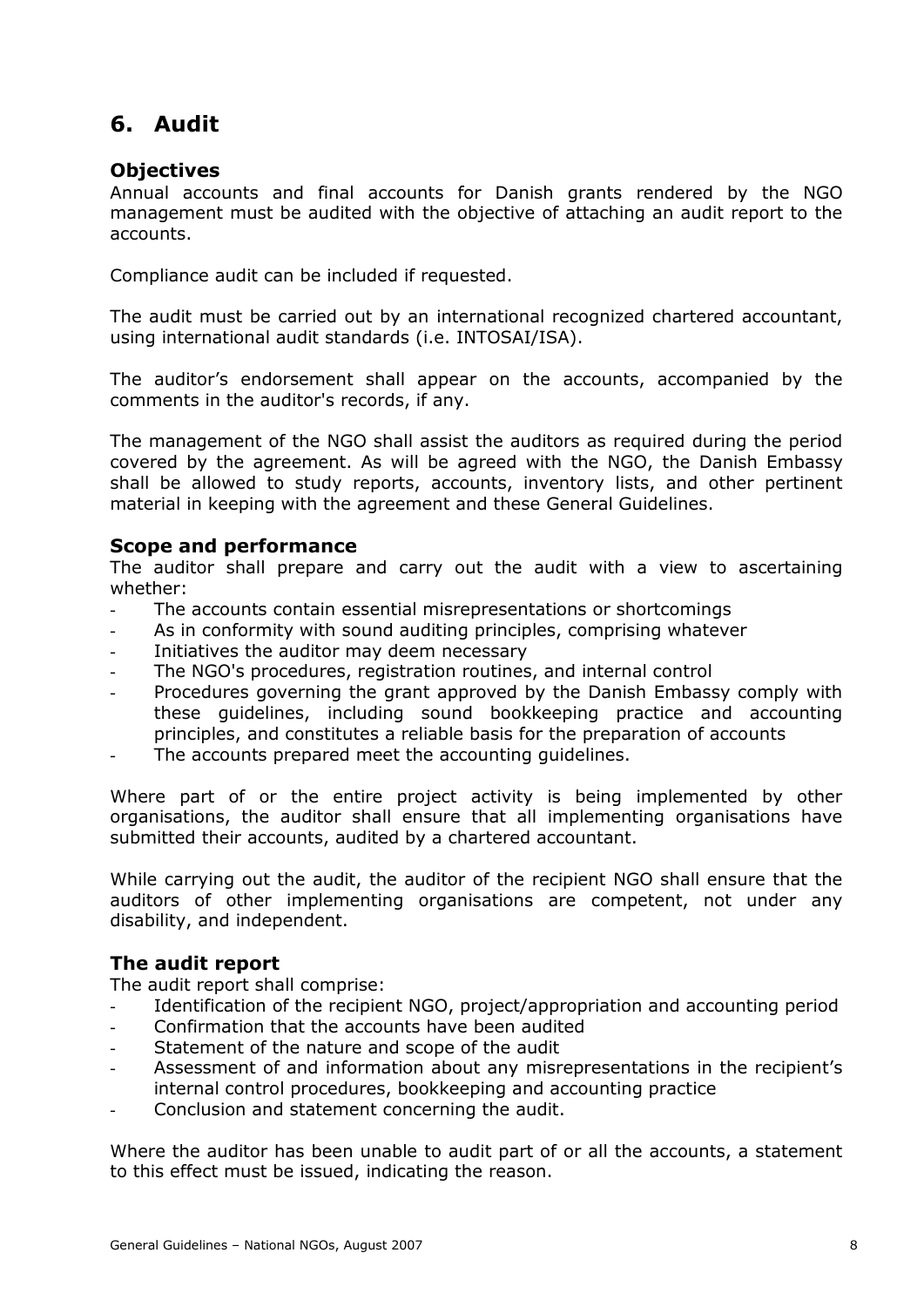# 6. Audit

### Objectives

Annual accounts and final accounts for Danish grants rendered by the NGO management must be audited with the objective of attaching an audit report to the accounts.

Compliance audit can be included if requested.

The audit must be carried out by an international recognized chartered accountant, using international audit standards (i.e. INTOSAI/ISA).

The auditor's endorsement shall appear on the accounts, accompanied by the comments in the auditor's records, if any.

The management of the NGO shall assist the auditors as required during the period covered by the agreement. As will be agreed with the NGO, the Danish Embassy shall be allowed to study reports, accounts, inventory lists, and other pertinent material in keeping with the agreement and these General Guidelines.

### Scope and performance

The auditor shall prepare and carry out the audit with a view to ascertaining whether:

- The accounts contain essential misrepresentations or shortcomings
- As in conformity with sound auditing principles, comprising whatever
- Initiatives the auditor may deem necessary
- The NGO's procedures, registration routines, and internal control
- Procedures governing the grant approved by the Danish Embassy comply with these guidelines, including sound bookkeeping practice and accounting principles, and constitutes a reliable basis for the preparation of accounts
- The accounts prepared meet the accounting guidelines.

Where part of or the entire project activity is being implemented by other organisations, the auditor shall ensure that all implementing organisations have submitted their accounts, audited by a chartered accountant.

While carrying out the audit, the auditor of the recipient NGO shall ensure that the auditors of other implementing organisations are competent, not under any disability, and independent.

### The audit report

The audit report shall comprise:

- Identification of the recipient NGO, project/appropriation and accounting period
- Confirmation that the accounts have been audited
- Statement of the nature and scope of the audit
- Assessment of and information about any misrepresentations in the recipient's internal control procedures, bookkeeping and accounting practice
- Conclusion and statement concerning the audit.

Where the auditor has been unable to audit part of or all the accounts, a statement to this effect must be issued, indicating the reason.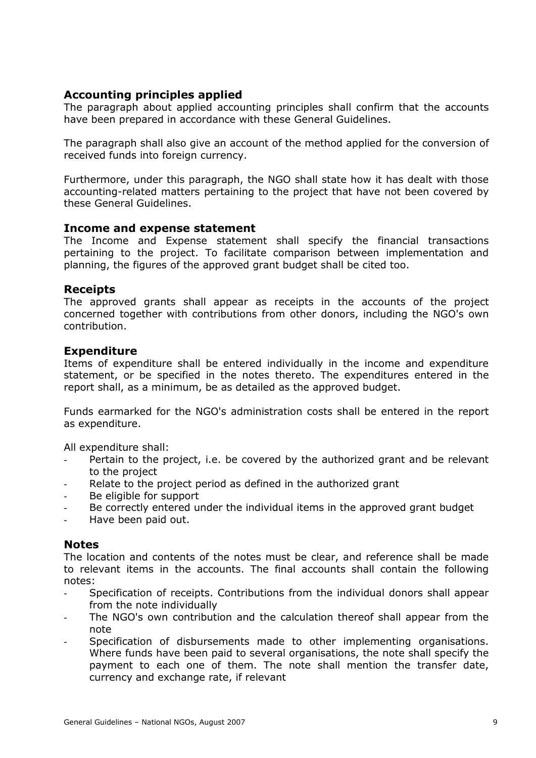### Accounting principles applied

The paragraph about applied accounting principles shall confirm that the accounts have been prepared in accordance with these General Guidelines.

The paragraph shall also give an account of the method applied for the conversion of received funds into foreign currency.

Furthermore, under this paragraph, the NGO shall state how it has dealt with those accounting-related matters pertaining to the project that have not been covered by these General Guidelines.

### Income and expense statement

The Income and Expense statement shall specify the financial transactions pertaining to the project. To facilitate comparison between implementation and planning, the figures of the approved grant budget shall be cited too.

### Receipts

The approved grants shall appear as receipts in the accounts of the project concerned together with contributions from other donors, including the NGO's own contribution.

### Expenditure

Items of expenditure shall be entered individually in the income and expenditure statement, or be specified in the notes thereto. The expenditures entered in the report shall, as a minimum, be as detailed as the approved budget.

Funds earmarked for the NGO's administration costs shall be entered in the report as expenditure.

All expenditure shall:

- Pertain to the project, i.e. be covered by the authorized grant and be relevant to the project
- Relate to the project period as defined in the authorized grant
- Be eligible for support
- Be correctly entered under the individual items in the approved grant budget
- Have been paid out.

### Notes

The location and contents of the notes must be clear, and reference shall be made to relevant items in the accounts. The final accounts shall contain the following notes:

- Specification of receipts. Contributions from the individual donors shall appear from the note individually
- The NGO's own contribution and the calculation thereof shall appear from the note
- Specification of disbursements made to other implementing organisations. Where funds have been paid to several organisations, the note shall specify the payment to each one of them. The note shall mention the transfer date, currency and exchange rate, if relevant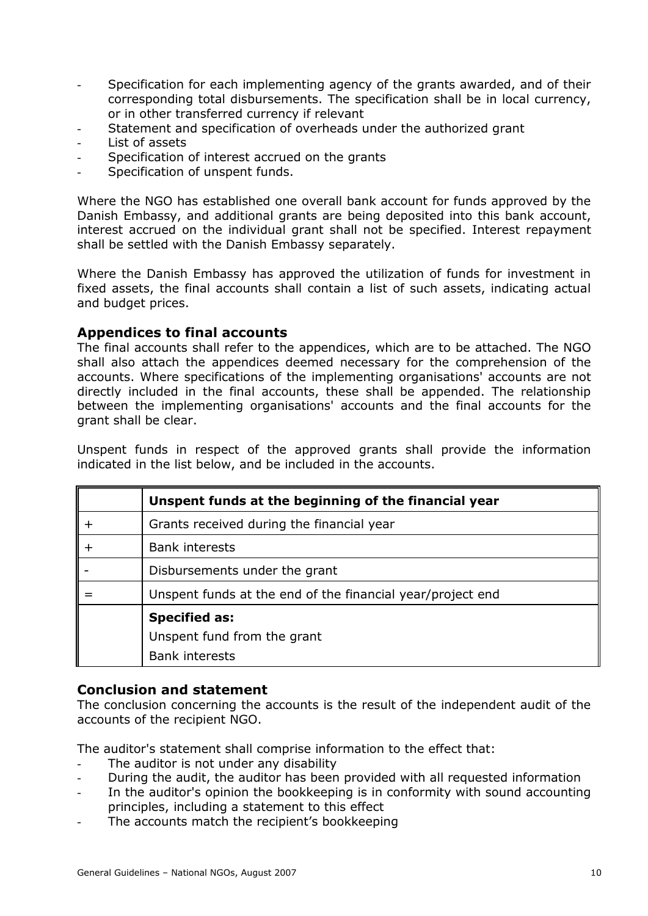- Specification for each implementing agency of the grants awarded, and of their corresponding total disbursements. The specification shall be in local currency, or in other transferred currency if relevant
- Statement and specification of overheads under the authorized grant
- List of assets
- Specification of interest accrued on the grants
- Specification of unspent funds.

Where the NGO has established one overall bank account for funds approved by the Danish Embassy, and additional grants are being deposited into this bank account, interest accrued on the individual grant shall not be specified. Interest repayment shall be settled with the Danish Embassy separately.

Where the Danish Embassy has approved the utilization of funds for investment in fixed assets, the final accounts shall contain a list of such assets, indicating actual and budget prices.

### Appendices to final accounts

The final accounts shall refer to the appendices, which are to be attached. The NGO shall also attach the appendices deemed necessary for the comprehension of the accounts. Where specifications of the implementing organisations' accounts are not directly included in the final accounts, these shall be appended. The relationship between the implementing organisations' accounts and the final accounts for the grant shall be clear.

Unspent funds in respect of the approved grants shall provide the information indicated in the list below, and be included in the accounts.

| | **Unspent funds at the beginning of the financial year** |
|---|---|
| + | Grants received during the financial year |
| + | Bank interests |
| - | Disbursements under the grant |
| = | Unspent funds at the end of the financial year/project end |
| | **Specified as:**<br>Unspent fund from the grant<br>Bank interests |

### Conclusion and statement

The conclusion concerning the accounts is the result of the independent audit of the accounts of the recipient NGO.

The auditor's statement shall comprise information to the effect that:

- The auditor is not under any disability
- During the audit, the auditor has been provided with all requested information
- In the auditor's opinion the bookkeeping is in conformity with sound accounting principles, including a statement to this effect
- The accounts match the recipient's bookkeeping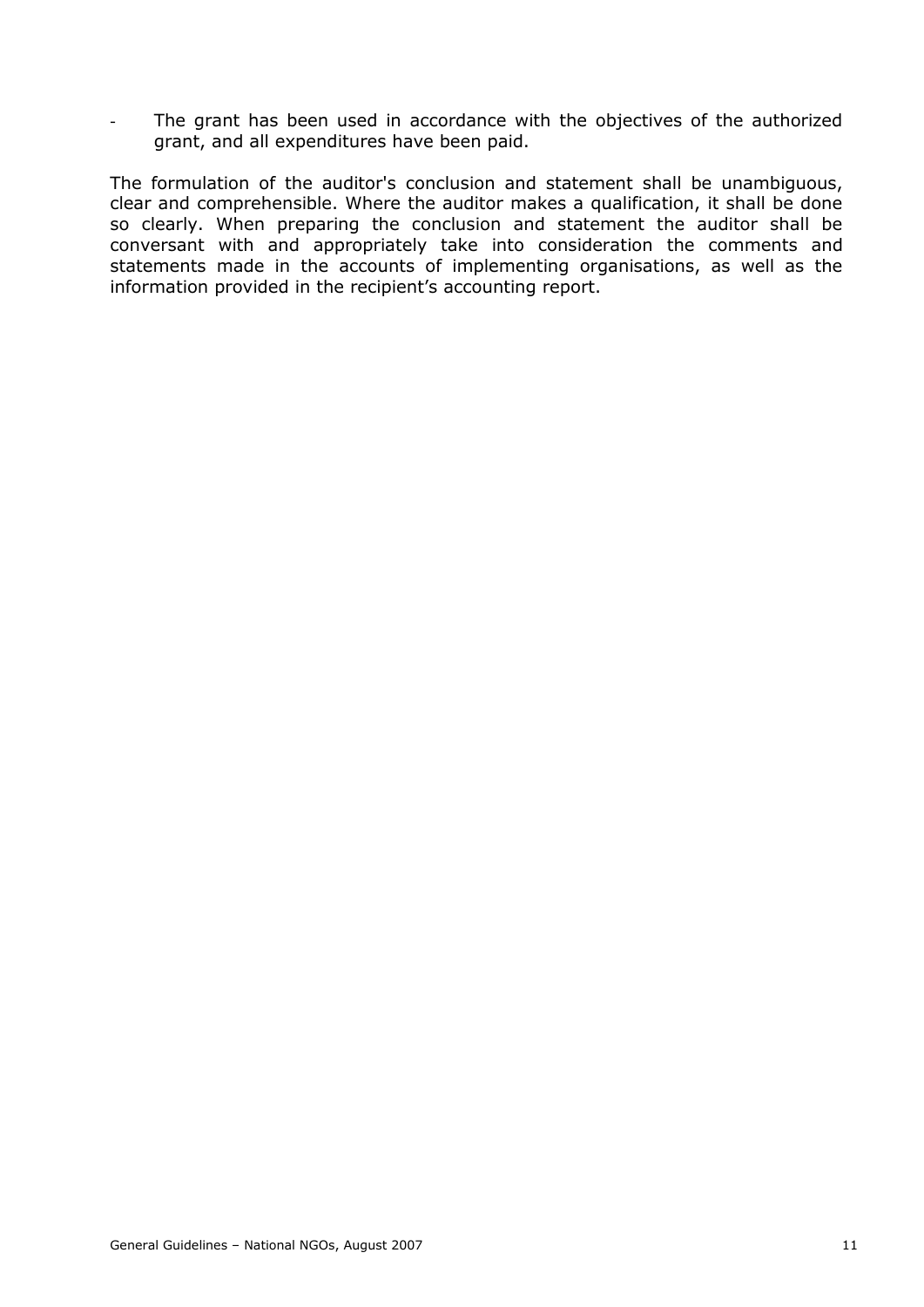- The grant has been used in accordance with the objectives of the authorized grant, and all expenditures have been paid.

The formulation of the auditor's conclusion and statement shall be unambiguous, clear and comprehensible. Where the auditor makes a qualification, it shall be done so clearly. When preparing the conclusion and statement the auditor shall be conversant with and appropriately take into consideration the comments and statements made in the accounts of implementing organisations, as well as the information provided in the recipient's accounting report.